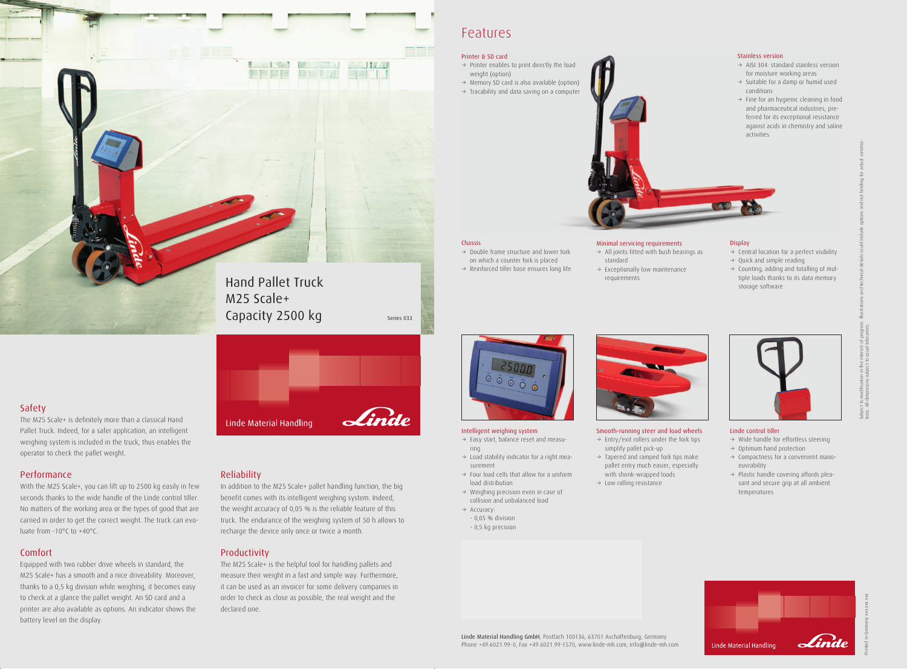# Hand Pallet Truck M25 Scale+ Capacity 2500 kg

Series 033

Linde Material Handling

## Safety

The M25 Scale+ is definitely more than a classical Hand Pallet Truck. Indeed, for a safer application, an intelligent weighing system is included in the truck, thus enables the operator to check the pallet weight.

## Performance

With the M25 Scale+, you can lift up to 2500 kg easily in few seconds thanks to the wide handle of the Linde control tiller. No matters of the working area or the types of good that are carried in order to get the correct weight. The truck can evoluate from -10°C to +40°C.

## Comfort

Equipped with two rubber drive wheels in standard, the M25 Scale+ has a smooth and a nice driveability. Moreover, thanks to a 0,5 kg division while weighing, it becomes easy to check at a glance the pallet weight. An SD card and a printer are also available as options. An indicator shows the battery level on the display.

## Reliability

In addition to the M25 Scale+ pallet handling function, the big benefit comes with its intelligent weighing system. Indeed, the weight accuracy of 0,05 % is the reliable feature of this truck. The endurance of the weighing system of 50 h allows to recharge the device only once or twice a month.

## Productivity

The M25 Scale+ is the helpful tool for handling pallets and measure their weight in a fast and simple way. Furthermore, it can be used as an invoicer for some delivery companies in order to check as close as possible, the real weight and the declared one.

# Features

### Printer & SD card

- → Printer enables to print directly the load weight (option)
- → Memory SD card is also available (option)
- → Tracability and data saving on a computer

### Stainless version

- → AISI 304: standard stainless version for moisture working areas
- → Suitable for a damp or humid used conditions
- → Fine for an hygienic cleaning in food and pharmaceutical industries, preferred for its exceptional resistance against acids in chemistry and saline activities

### Chassis

- → Double frame structure and lower fork on which a counter fork is placed
- → Reinforced tiller base ensures long life

### Minimal servicing requirements

- → All joints fitted with bush bearings as standard
- → Exceptionally low maintenance requirements

### Display

- → Central location for a perfect visibility
- → Quick and simple reading
- → Counting, adding and totalling of multiple loads thanks to its data memory storage software

### Intelligent weighing system

- → Easy start, balance reset and measuring
- → Load stability indicator for a right measurement
- → Four load cells that allow for a uniform load distribution
- → Weighing precision even in case of collision and unbalanced load
- → Accuracy:
  - 0,05 % division
  - 0,5 kg precision

### Smooth-running steer and load wheels

- → Entry/exit rollers under the fork tips simplify pallet pick-up
- → Tapered and ramped fork tips make pallet entry much easier, especially with shrink-wrapped loads
- → Low rolling resistance

### Linde control tiller

- → Wide handle for effortless steering
- → Optimum hand protection
- → Compactness for a convenient manoeuvrability
- → Plastic handle covering affords pleasant and secure grip at all ambient temperatures

**Linde Material Handling GmbH**, Postfach 100136, 63701 Aschaffenburg, Germany
Phone +49.6021.99-0, Fax +49.6021.99-1570, www.linde-mh.com, info@linde-mh.com

Linde Material Handling

Subject to modification in the interest of progress. Illustrations and technical details could include options and not binding for actual constructions. All dimensions subject to usual tolerances.

Printed in Germany xxx.xxx.xxx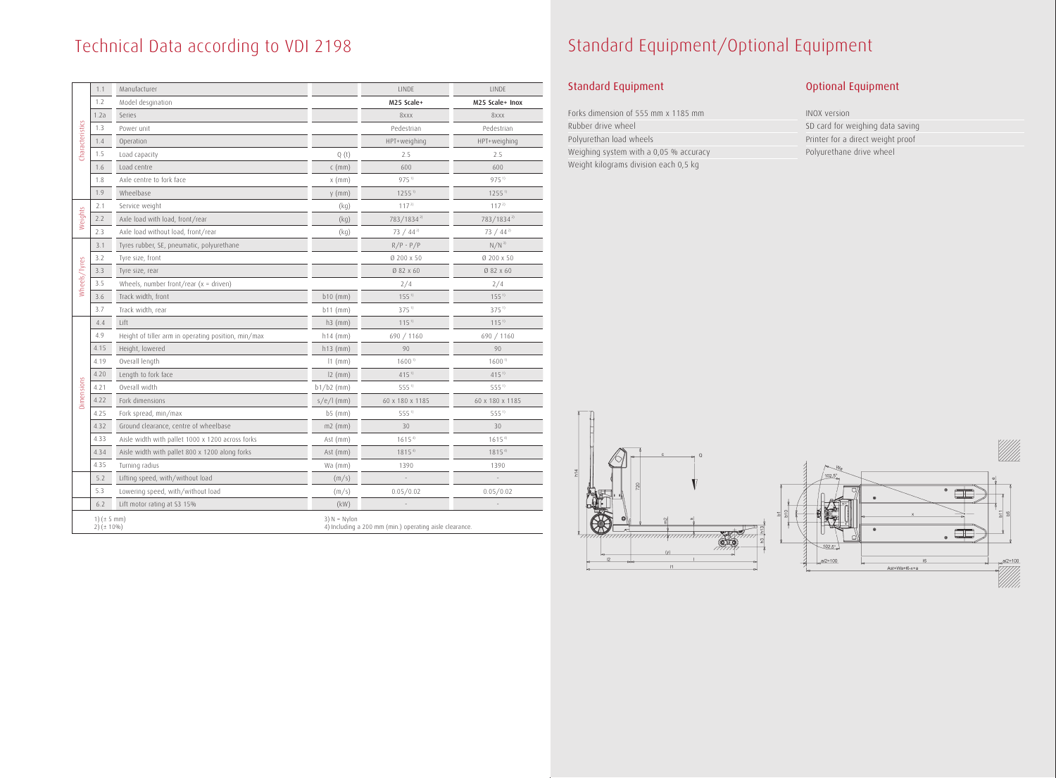# Technical Data according to VDI 2198

| | | | | | |
|---|---|---|---|---|---|
| Characteristics | 1.1 | Manufacturer | | LINDE | LINDE |
| | 1.2 | Model desgination | | **M25 Scale+** | **M25 Scale+ Inox** |
| | 1.2a | Series | | 8xxx | 8xxx |
| | 1.3 | Power unit | | Pedestrian | Pedestrian |
| | 1.4 | Operation | | HPT+weighing | HPT+weighing |
| | 1.5 | Load capacity | Q (t) | 2.5 | 2.5 |
| | 1.6 | Load centre | c (mm) | 600 | 600 |
| | 1.8 | Axle centre to fork face | x (mm) | 975 [1] | 975 [1] |
| | 1.9 | Wheelbase | y (mm) | 1255 [1] | 1255 [1] |
| Weights | 2.1 | Service weight | (kg) | 117 [2] | 117 [2] |
| | 2.2 | Axle load with load, front/rear | (kg) | 783/1834 [2] | 783/1834 [2] |
| | 2.3 | Axle load without load, front/rear | (kg) | 73 / 44 [2] | 73 / 44 [2] |
| Wheels/Tyres | 3.1 | Tyres rubber, SE, pneumatic, polyurethane | | R/P - P/P | N/N [3] |
| | 3.2 | Tyre size, front | | Ø 200 x 50 | Ø 200 x 50 |
| | 3.3 | Tyre size, rear | | Ø 82 x 60 | Ø 82 x 60 |
| | 3.5 | Wheels, number front/rear (x = driven) | | 2/4 | 2/4 |
| | 3.6 | Track width, front | b10 (mm) | 155 [1] | 155 [1] |
| | 3.7 | Track width, rear | b11 (mm) | 375 [1] | 375 [1] |
| Dimensions | 4.4 | Lift | h3 (mm) | 115 [1] | 115 [1] |
| | 4.9 | Height of tiller arm in operating position, min/max | h14 (mm) | 690 / 1160 | 690 / 1160 |
| | 4.15 | Height, lowered | h13 (mm) | 90 | 90 |
| | 4.19 | Overall length | l1 (mm) | 1600 [1] | 1600 [1] |
| | 4.20 | Length to fork face | l2 (mm) | 415 [1] | 415 [1] |
| | 4.21 | Overall width | b1/b2 (mm) | 555 [1] | 555 [1] |
| | 4.22 | Fork dimensions | s/e/l (mm) | 60 x 180 x 1185 | 60 x 180 x 1185 |
| | 4.25 | Fork spread, min/max | b5 (mm) | 555 [1] | 555 [1] |
| | 4.32 | Ground clearance, centre of wheelbase | m2 (mm) | 30 | 30 |
| | 4.33 | Aisle width with pallet 1000 x 1200 across forks | Ast (mm) | 1615 [4] | 1615 [4] |
| | 4.34 | Aisle width with pallet 800 x 1200 along forks | Ast (mm) | 1815 [4] | 1815 [4] |
| | 4.35 | Turning radius | Wa (mm) | 1390 | 1390 |
| | 5.2 | Lifting speed, with/without load | (m/s) | - | - |
| | 5.3 | Lowering speed, with/without load | (m/s) | 0.05/0.02 | 0.05/0.02 |
| | 6.2 | Lift motor rating at S3 15% | (kW) | - | - |

1) (± 5 mm)
2) (± 10%)
3) N = Nylon
4) Including a 200 mm (min.) operating aisle clearance.

# Standard Equipment/Optional Equipment

## Standard Equipment

- Forks dimension of 555 mm x 1185 mm
- Rubber drive wheel
- Polyurethan load wheels
- Weighing system with a 0,05 % accuracy
- Weight kilograms division each 0,5 kg

## Optional Equipment

- INOX version
- SD card for weighing data saving
- Printer for a direct weight proof
- Polyurethane drive wheel

h14
720
c
Q
m2
s
h3
h13
(y)
l2
l1
Wa
102.5°
b10
b11
b5
x
e
102.5°
a/2=100
l6
a/2=100
Ast=Wa+l6-x+a